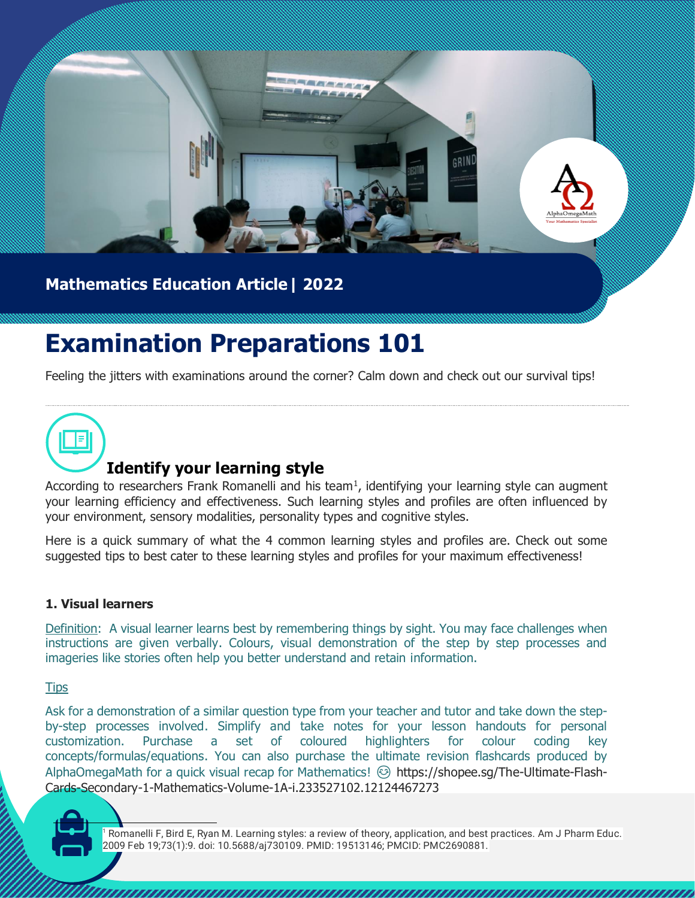Mathematics Education Article | 2022

# Examination Preparations 101

Feeling the jitters with examinations around the corner? Calm down and check out our survival tips!

## Identify your learning style

According to researchers Frank Romanelli and his team[1], identifying your learning style can augment your learning efficiency and effectiveness. Such learning styles and profiles are often influenced by your environment, sensory modalities, personality types and cognitive styles.

Here is a quick summary of what the 4 common learning styles and profiles are. Check out some suggested tips to best cater to these learning styles and profiles for your maximum effectiveness!

### 1. Visual learners

Definition: A visual learner learns best by remembering things by sight. You may face challenges when instructions are given verbally. Colours, visual demonstration of the step by step processes and imageries like stories often help you better understand and retain information.

Tips

Ask for a demonstration of a similar question type from your teacher and tutor and take down the step-by-step processes involved. Simplify and take notes for your lesson handouts for personal customization. Purchase a set of coloured highlighters for colour coding key concepts/formulas/equations. You can also purchase the ultimate revision flashcards produced by AlphaOmegaMath for a quick visual recap for Mathematics! 😊 https://shopee.sg/The-Ultimate-Flash-Cards-Secondary-1-Mathematics-Volume-1A-i.233527102.12124467273

[1] Romanelli F, Bird E, Ryan M. Learning styles: a review of theory, application, and best practices. Am J Pharm Educ. 2009 Feb 19;73(1):9. doi: 10.5688/aj730109. PMID: 19513146; PMCID: PMC2690881.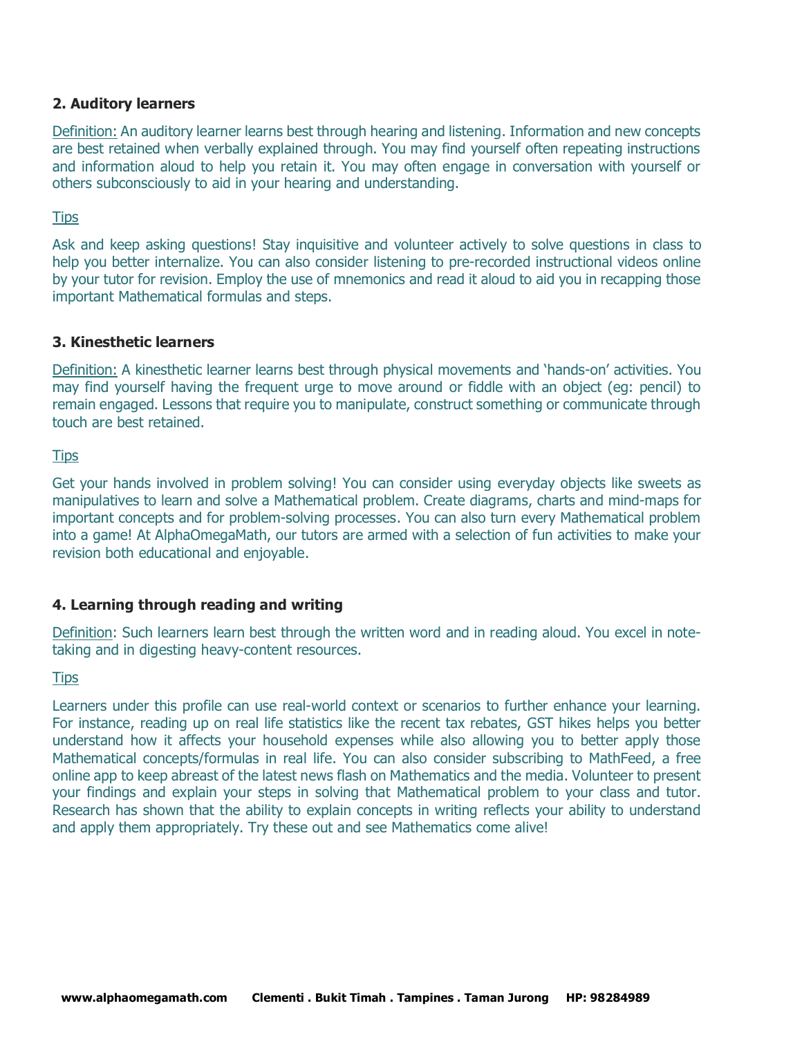### 2. Auditory learners

<u>Definition:</u> An auditory learner learns best through hearing and listening. Information and new concepts are best retained when verbally explained through. You may find yourself often repeating instructions and information aloud to help you retain it. You may often engage in conversation with yourself or others subconsciously to aid in your hearing and understanding.

<u>Tips</u>

Ask and keep asking questions! Stay inquisitive and volunteer actively to solve questions in class to help you better internalize. You can also consider listening to pre-recorded instructional videos online by your tutor for revision. Employ the use of mnemonics and read it aloud to aid you in recapping those important Mathematical formulas and steps.

### 3. Kinesthetic learners

<u>Definition:</u> A kinesthetic learner learns best through physical movements and 'hands-on' activities. You may find yourself having the frequent urge to move around or fiddle with an object (eg: pencil) to remain engaged. Lessons that require you to manipulate, construct something or communicate through touch are best retained.

<u>Tips</u>

Get your hands involved in problem solving! You can consider using everyday objects like sweets as manipulatives to learn and solve a Mathematical problem. Create diagrams, charts and mind-maps for important concepts and for problem-solving processes. You can also turn every Mathematical problem into a game! At AlphaOmegaMath, our tutors are armed with a selection of fun activities to make your revision both educational and enjoyable.

### 4. Learning through reading and writing

<u>Definition</u>: Such learners learn best through the written word and in reading aloud. You excel in note-taking and in digesting heavy-content resources.

<u>Tips</u>

Learners under this profile can use real-world context or scenarios to further enhance your learning. For instance, reading up on real life statistics like the recent tax rebates, GST hikes helps you better understand how it affects your household expenses while also allowing you to better apply those Mathematical concepts/formulas in real life. You can also consider subscribing to MathFeed, a free online app to keep abreast of the latest news flash on Mathematics and the media. Volunteer to present your findings and explain your steps in solving that Mathematical problem to your class and tutor. Research has shown that the ability to explain concepts in writing reflects your ability to understand and apply them appropriately. Try these out and see Mathematics come alive!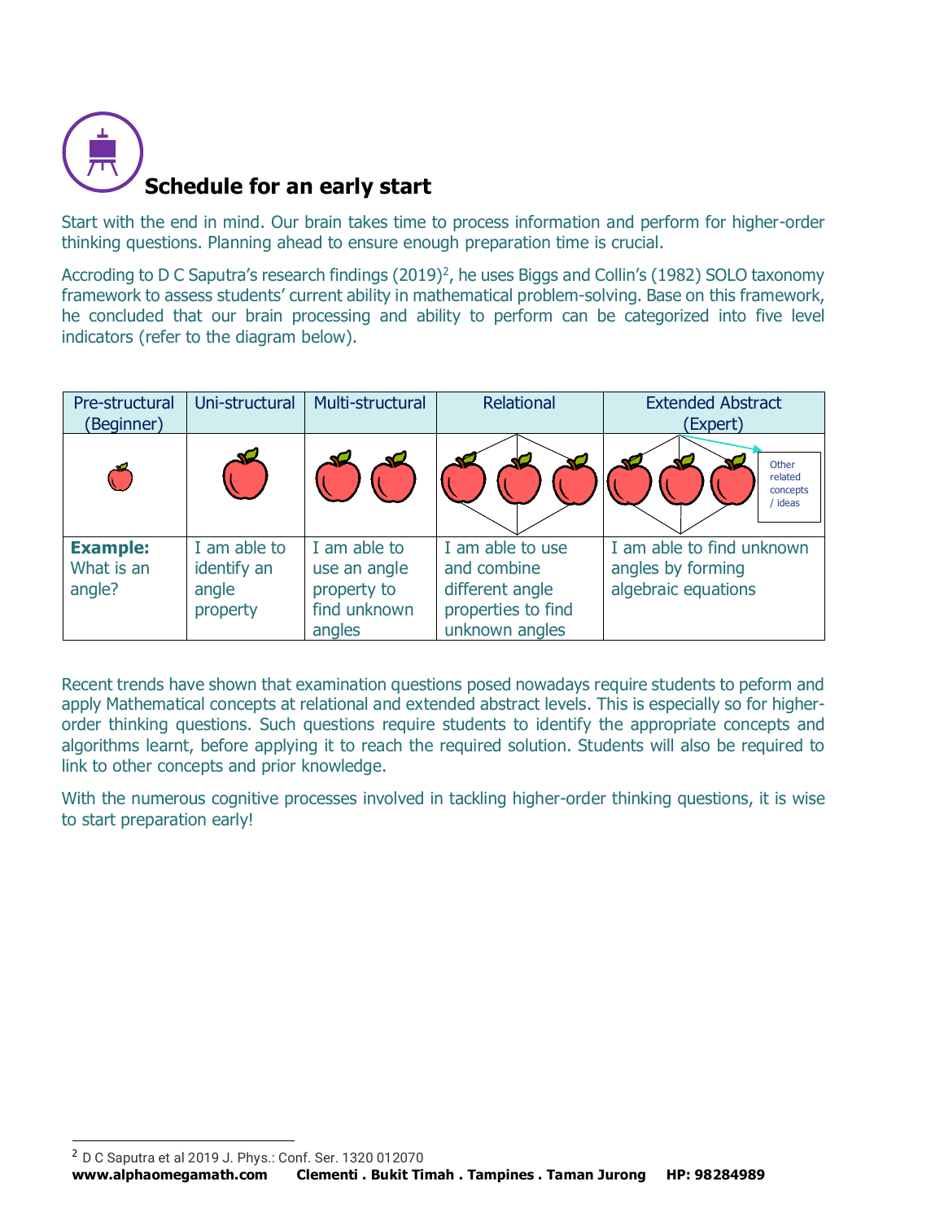## Schedule for an early start

Start with the end in mind. Our brain takes time to process information and perform for higher-order thinking questions. Planning ahead to ensure enough preparation time is crucial.

Accroding to D C Saputra's research findings (2019)[2], he uses Biggs and Collin's (1982) SOLO taxonomy framework to assess students' current ability in mathematical problem-solving. Base on this framework, he concluded that our brain processing and ability to perform can be categorized into five level indicators (refer to the diagram below).

| Pre-structural (Beginner) | Uni-structural | Multi-structural | Relational | Extended Abstract (Expert) |
|---|---|---|---|---|
| | | | | Other related concepts / ideas |
| **Example:** What is an angle? | I am able to identify an angle property | I am able to use an angle property to find unknown angles | I am able to use and combine different angle properties to find unknown angles | I am able to find unknown angles by forming algebraic equations |

Recent trends have shown that examination questions posed nowadays require students to peform and apply Mathematical concepts at relational and extended abstract levels. This is especially so for higher-order thinking questions. Such questions require students to identify the appropriate concepts and algorithms learnt, before applying it to reach the required solution. Students will also be required to link to other concepts and prior knowledge.

With the numerous cognitive processes involved in tackling higher-order thinking questions, it is wise to start preparation early!

---

[2] D C Saputra et al 2019 J. Phys.: Conf. Ser. 1320 012070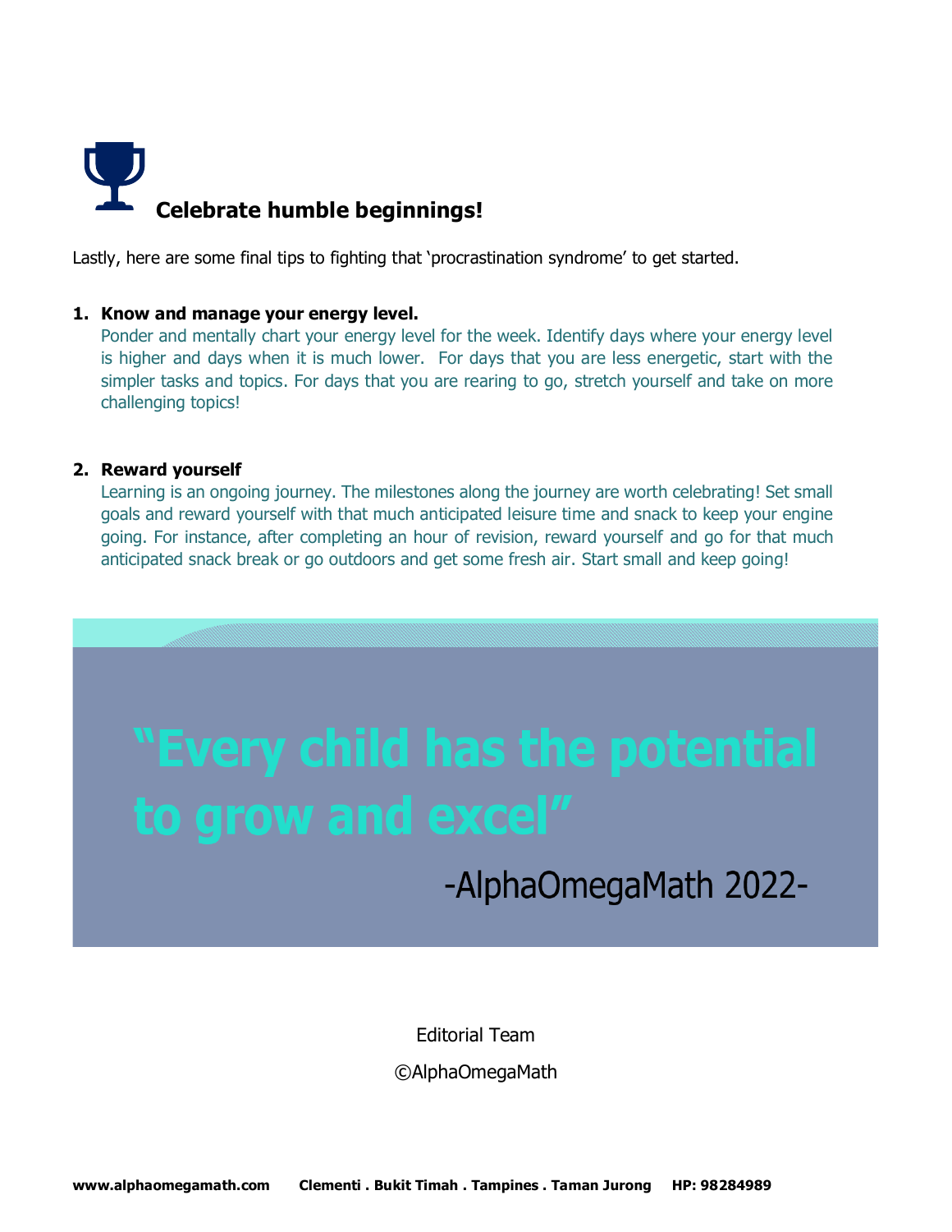## Celebrate humble beginnings!

Lastly, here are some final tips to fighting that 'procrastination syndrome' to get started.

1. **Know and manage your energy level.**
   Ponder and mentally chart your energy level for the week. Identify days where your energy level is higher and days when it is much lower. For days that you are less energetic, start with the simpler tasks and topics. For days that you are rearing to go, stretch yourself and take on more challenging topics!

2. **Reward yourself**
   Learning is an ongoing journey. The milestones along the journey are worth celebrating! Set small goals and reward yourself with that much anticipated leisure time and snack to keep your engine going. For instance, after completing an hour of revision, reward yourself and go for that much anticipated snack break or go outdoors and get some fresh air. Start small and keep going!

**"Every child has the potential to grow and excel"**

-AlphaOmegaMath 2022-

Editorial Team

©AlphaOmegaMath

**www.alphaomegamath.com Clementi . Bukit Timah . Tampines . Taman Jurong HP: 98284989**